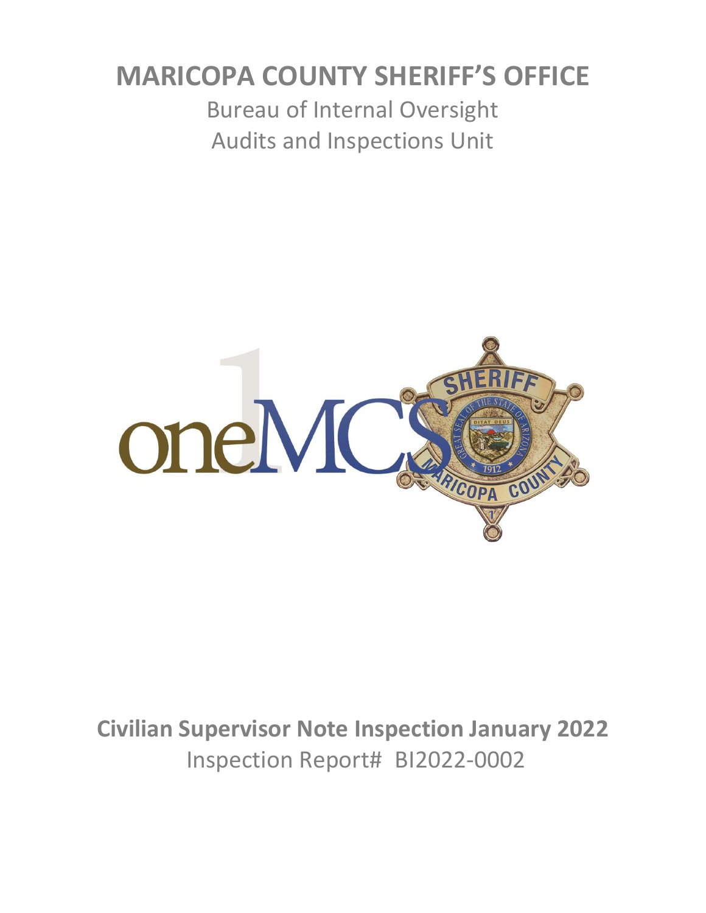# MARICOPA COUNTY SHERIFF'S OFFICE

Bureau of Internal Oversight

Audits and Inspections Unit

## Civilian Supervisor Note Inspection January 2022

Inspection Report# BI2022-0002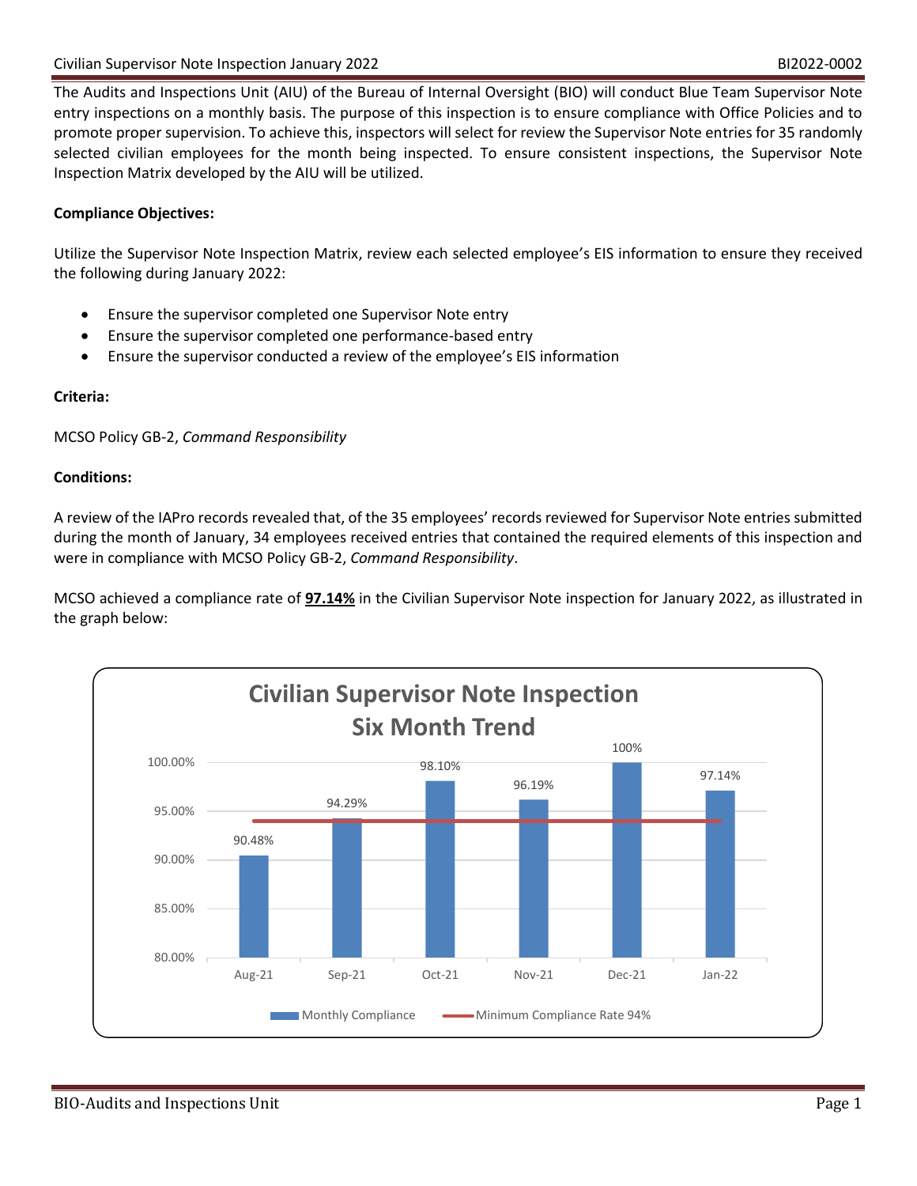The Audits and Inspections Unit (AIU) of the Bureau of Internal Oversight (BIO) will conduct Blue Team Supervisor Note entry inspections on a monthly basis. The purpose of this inspection is to ensure compliance with Office Policies and to promote proper supervision. To achieve this, inspectors will select for review the Supervisor Note entries for 35 randomly selected civilian employees for the month being inspected. To ensure consistent inspections, the Supervisor Note Inspection Matrix developed by the AIU will be utilized.

**Compliance Objectives:**

Utilize the Supervisor Note Inspection Matrix, review each selected employee's EIS information to ensure they received the following during January 2022:

- Ensure the supervisor completed one Supervisor Note entry
- Ensure the supervisor completed one performance-based entry
- Ensure the supervisor conducted a review of the employee's EIS information

**Criteria:**

MCSO Policy GB-2, *Command Responsibility*

**Conditions:**

A review of the IAPro records revealed that, of the 35 employees' records reviewed for Supervisor Note entries submitted during the month of January, 34 employees received entries that contained the required elements of this inspection and were in compliance with MCSO Policy GB-2, *Command Responsibility*.

MCSO achieved a compliance rate of **97.14%** in the Civilian Supervisor Note inspection for January 2022, as illustrated in the graph below:

**Civilian Supervisor Note Inspection Six Month Trend**

| Month | Monthly Compliance | Minimum Compliance Rate |
|---|---|---|
| Aug-21 | 90.48% | 94% |
| Sep-21 | 94.29% | 94% |
| Oct-21 | 98.10% | 94% |
| Nov-21 | 96.19% | 94% |
| Dec-21 | 100% | 94% |
| Jan-22 | 97.14% | 94% |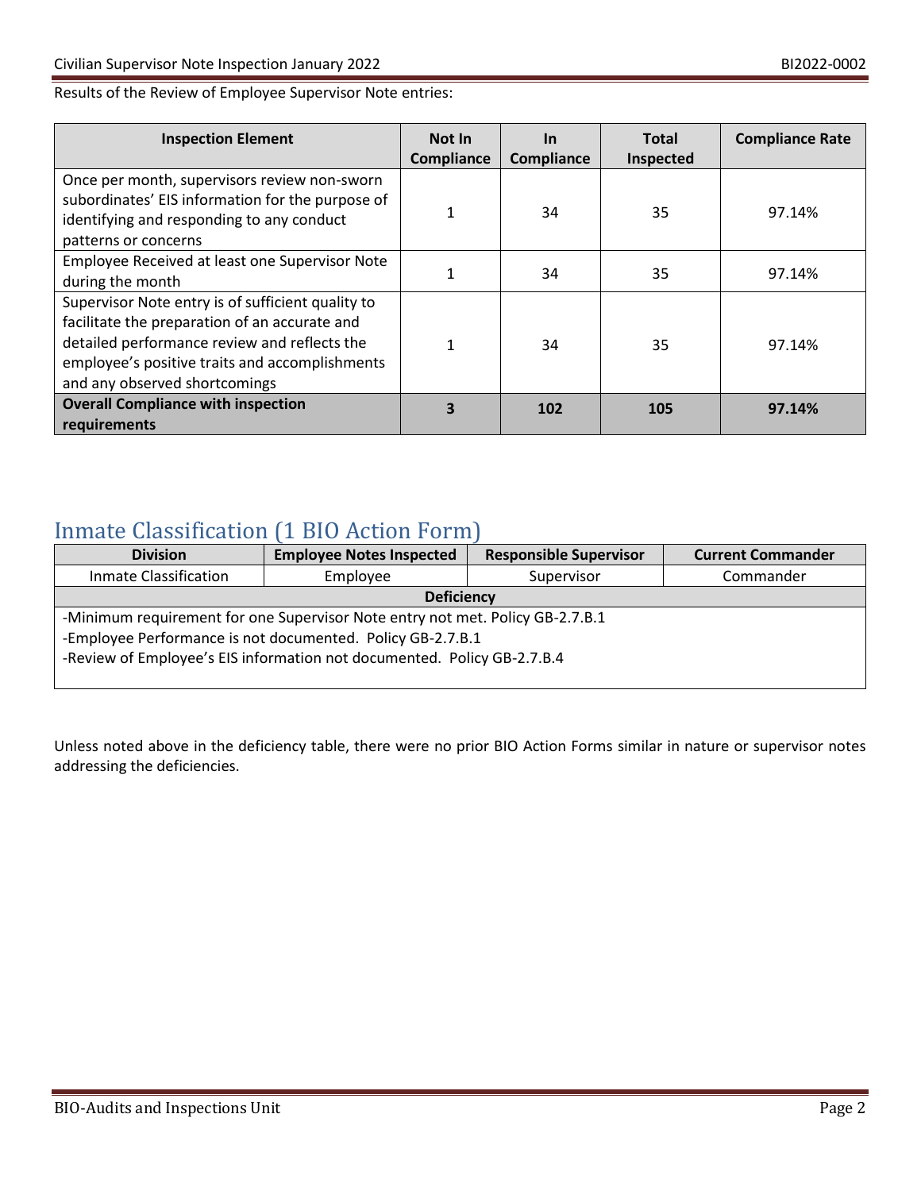Results of the Review of Employee Supervisor Note entries:

| Inspection Element | Not In Compliance | In Compliance | Total Inspected | Compliance Rate |
|---|---|---|---|---|
| Once per month, supervisors review non-sworn subordinates' EIS information for the purpose of identifying and responding to any conduct patterns or concerns | 1 | 34 | 35 | 97.14% |
| Employee Received at least one Supervisor Note during the month | 1 | 34 | 35 | 97.14% |
| Supervisor Note entry is of sufficient quality to facilitate the preparation of an accurate and detailed performance review and reflects the employee's positive traits and accomplishments and any observed shortcomings | 1 | 34 | 35 | 97.14% |
| **Overall Compliance with inspection requirements** | **3** | **102** | **105** | **97.14%** |

## Inmate Classification (1 BIO Action Form)

| Division | Employee Notes Inspected | Responsible Supervisor | Current Commander |
|---|---|---|---|
| Inmate Classification | Employee | Supervisor | Commander |
| **Deficiency** | | | |
| -Minimum requirement for one Supervisor Note entry not met. Policy GB-2.7.B.1<br>-Employee Performance is not documented. Policy GB-2.7.B.1<br>-Review of Employee's EIS information not documented. Policy GB-2.7.B.4 | | | |

Unless noted above in the deficiency table, there were no prior BIO Action Forms similar in nature or supervisor notes addressing the deficiencies.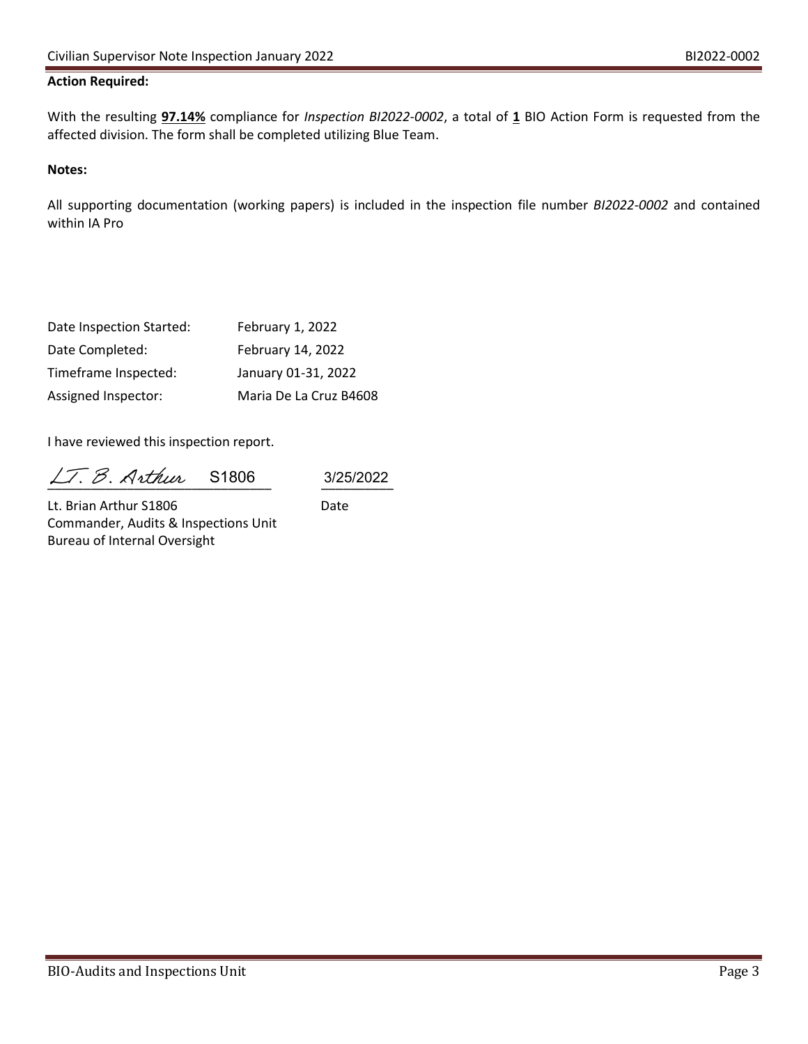**Action Required:**

With the resulting **97.14%** compliance for *Inspection BI2022-0002*, a total of **1** BIO Action Form is requested from the affected division. The form shall be completed utilizing Blue Team.

**Notes:**

All supporting documentation (working papers) is included in the inspection file number *BI2022-0002* and contained within IA Pro

| | |
|---|---|
| Date Inspection Started: | February 1, 2022 |
| Date Completed: | February 14, 2022 |
| Timeframe Inspected: | January 01-31, 2022 |
| Assigned Inspector: | Maria De La Cruz B4608 |

I have reviewed this inspection report.

LT. B. Arthur S1806 3/25/2022

Lt. Brian Arthur S1806 Date
Commander, Audits & Inspections Unit
Bureau of Internal Oversight